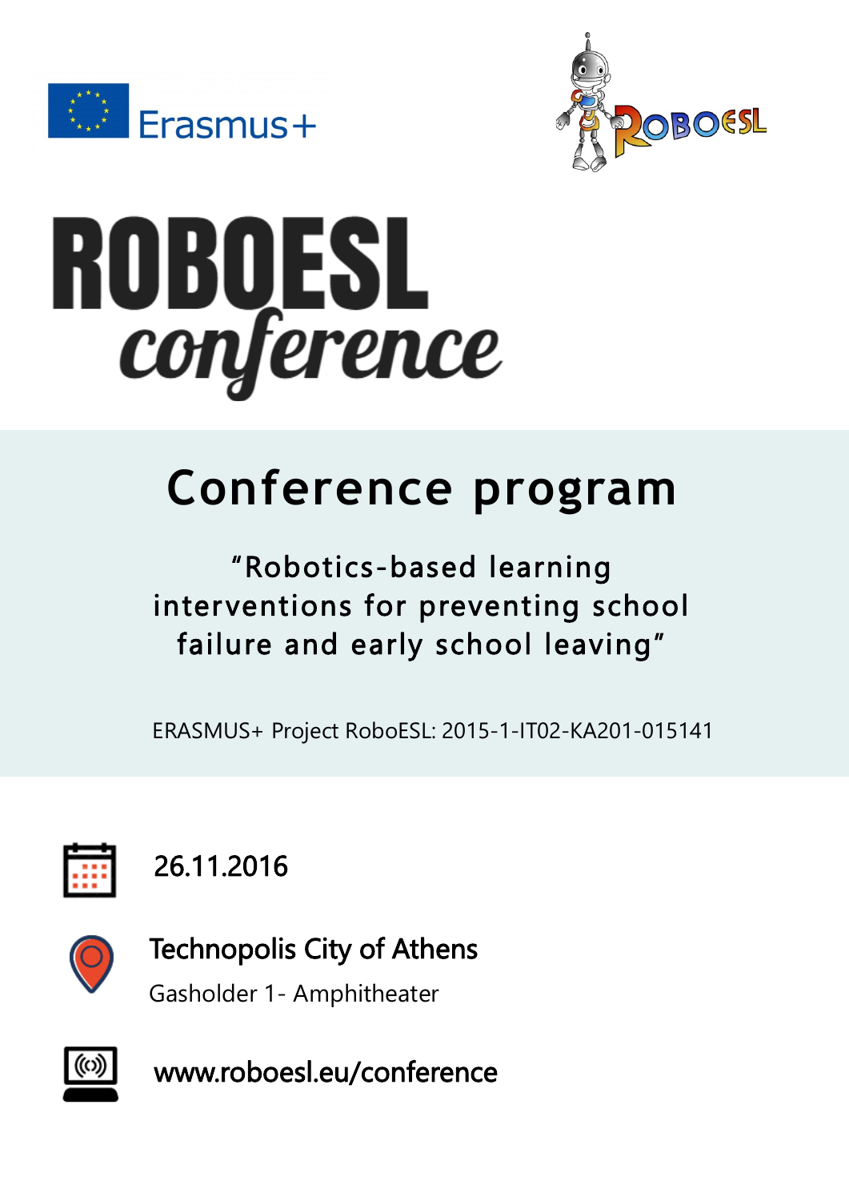Erasmus+

ROBOESL

# ROBOESL conference

## Conference program

"Robotics-based learning interventions for preventing school failure and early school leaving"

ERASMUS+ Project RoboESL: 2015-1-IT02-KA201-015141

26.11.2016

**Technopolis City of Athens**

Gasholder 1- Amphitheater

www.roboesl.eu/conference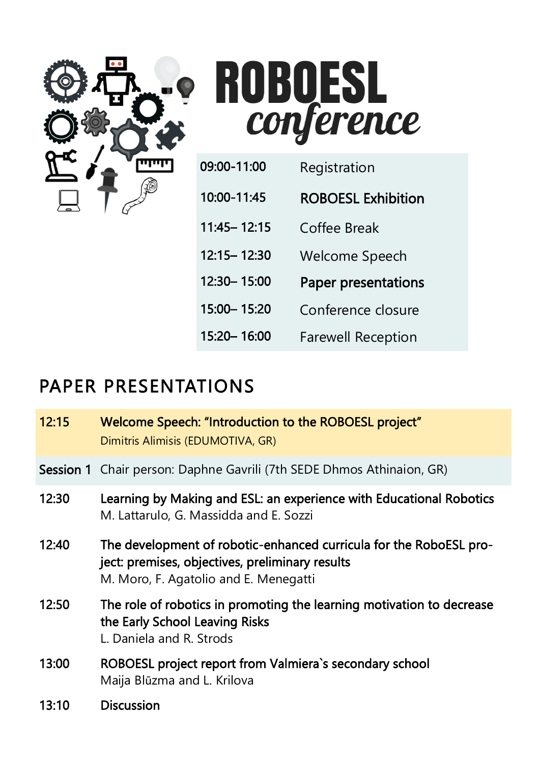# ROBOESL *conference*

| | |
|---|---|
| 09:00-11:00 | Registration |
| 10:00-11:45 | **ROBOESL Exhibition** |
| 11:45– 12:15 | Coffee Break |
| 12:15– 12:30 | Welcome Speech |
| 12:30– 15:00 | **Paper presentations** |
| 15:00– 15:20 | Conference closure |
| 15:20– 16:00 | Farewell Reception |

## PAPER PRESENTATIONS

| | |
|---|---|
| 12:15 | **Welcome Speech: "Introduction to the ROBOESL project"**<br>Dimitris Alimisis (EDUMOTIVA, GR) |
| **Session 1** | Chair person: Daphne Gavrili (7th SEDE Dhmos Athinaion, GR) |
| 12:30 | **Learning by Making and ESL: an experience with Educational Robotics**<br>M. Lattarulo, G. Massidda and E. Sozzi |
| 12:40 | **The development of robotic-enhanced curricula for the RoboESL project: premises, objectives, preliminary results**<br>M. Moro, F. Agatolio and E. Menegatti |
| 12:50 | **The role of robotics in promoting the learning motivation to decrease the Early School Leaving Risks**<br>L. Daniela and R. Strods |
| 13:00 | **ROBOESL project report from Valmiera`s secondary school**<br>Maija Blūzma and L. Krilova |
| 13:10 | **Discussion** |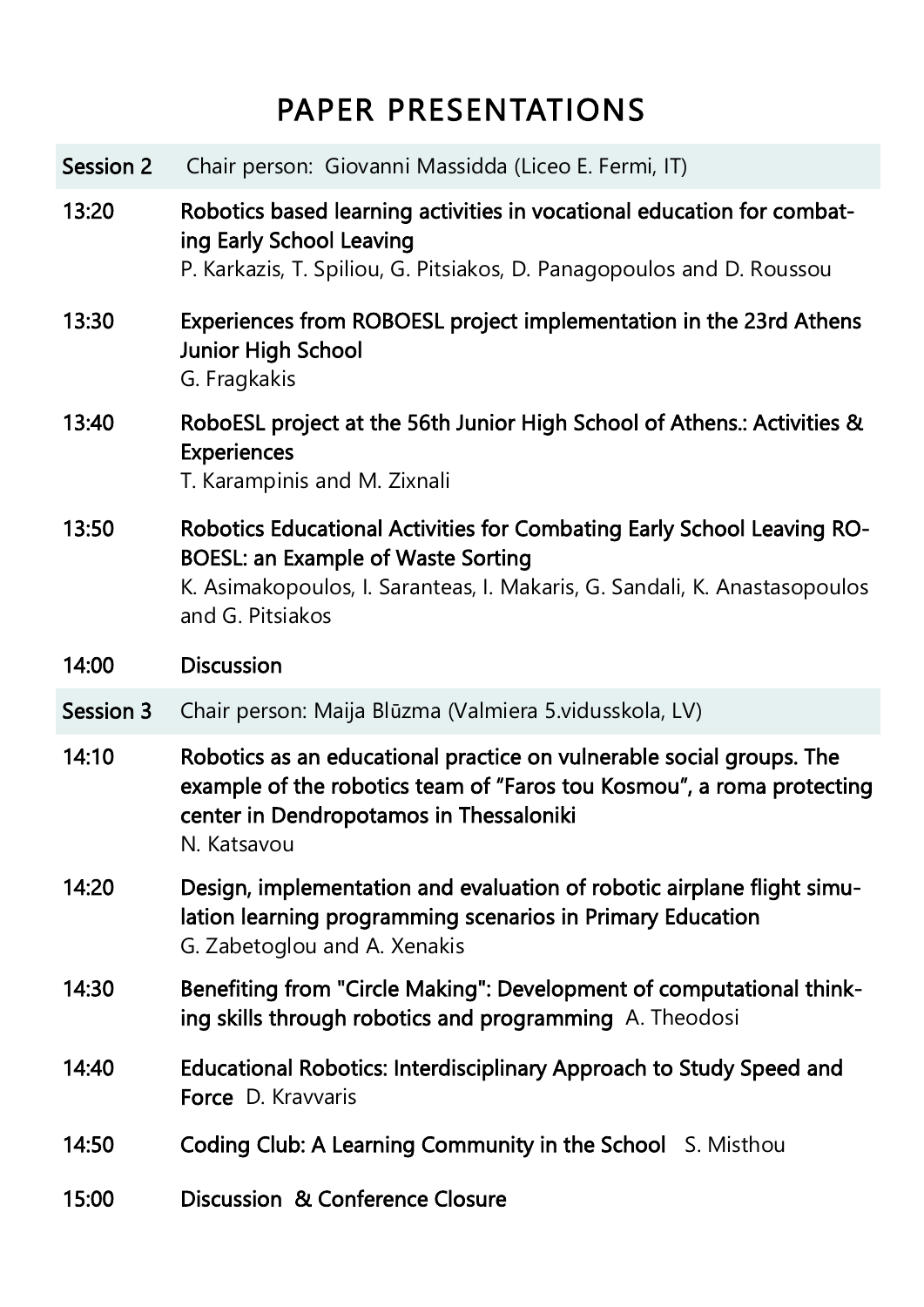# PAPER PRESENTATIONS

| | |
|---|---|
| **Session 2** | Chair person: Giovanni Massidda (Liceo E. Fermi, IT) |
| 13:20 | **Robotics based learning activities in vocational education for combating Early School Leaving**<br>P. Karkazis, T. Spiliou, G. Pitsiakos, D. Panagopoulos and D. Roussou |
| 13:30 | **Experiences from ROBOESL project implementation in the 23rd Athens Junior High School**<br>G. Fragkakis |
| 13:40 | **RoboESL project at the 56th Junior High School of Athens.: Activities & Experiences**<br>T. Karampinis and M. Zixnali |
| 13:50 | **Robotics Educational Activities for Combating Early School Leaving ROBOESL: an Example of Waste Sorting**<br>K. Asimakopoulos, I. Saranteas, I. Makaris, G. Sandali, K. Anastasopoulos and G. Pitsiakos |
| 14:00 | **Discussion** |
| **Session 3** | Chair person: Maija Blūzma (Valmiera 5.vidusskola, LV) |
| 14:10 | **Robotics as an educational practice on vulnerable social groups. The example of the robotics team of "Faros tou Kosmou", a roma protecting center in Dendropotamos in Thessaloniki**<br>N. Katsavou |
| 14:20 | **Design, implementation and evaluation of robotic airplane flight simulation learning programming scenarios in Primary Education**<br>G. Zabetoglou and A. Xenakis |
| 14:30 | **Benefiting from "Circle Making": Development of computational thinking skills through robotics and programming** A. Theodosi |
| 14:40 | **Educational Robotics: Interdisciplinary Approach to Study Speed and Force** D. Kravvaris |
| 14:50 | **Coding Club: A Learning Community in the School** S. Misthou |
| 15:00 | **Discussion & Conference Closure** |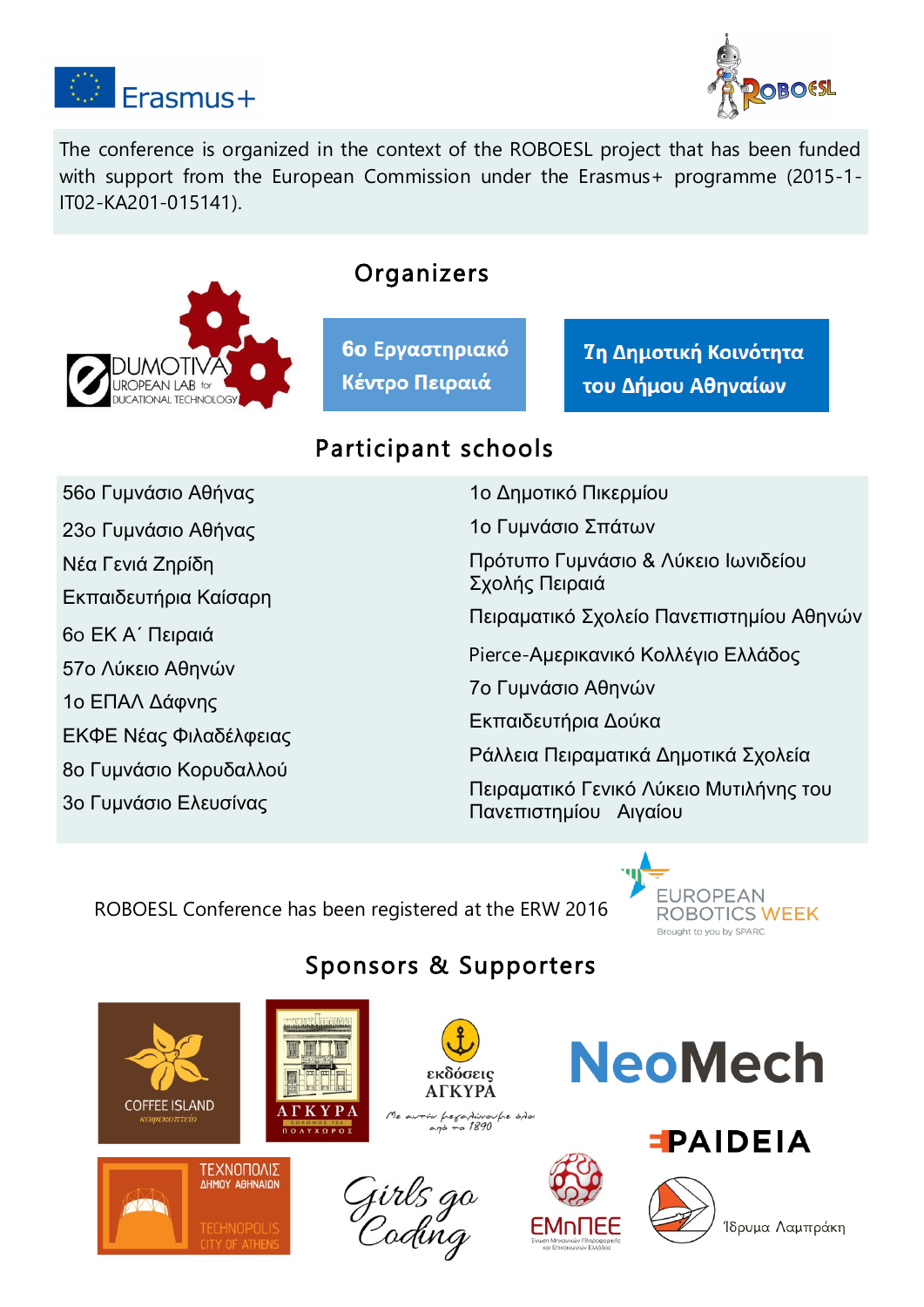Erasmus+

ROBOESL

The conference is organized in the context of the ROBOESL project that has been funded with support from the European Commission under the Erasmus+ programme (2015-1-IT02-KA201-015141).

## Organizers

EDUMOTIVA EUROPEAN LAB for EDUCATIONAL TECHNOLOGY

6ο Εργαστηριακό Κέντρο Πειραιά

7η Δημοτική Κοινότητα του Δήμου Αθηναίων

## Participant schools

- 56ο Γυμνάσιο Αθήνας
- 23ο Γυμνάσιο Αθήνας
- Νέα Γενιά Ζηρίδη
- Εκπαιδευτήρια Καίσαρη
- 6ο ΕΚ Α΄ Πειραιά
- 57ο Λύκειο Αθηνών
- 1ο ΕΠΑΛ Δάφνης
- ΕΚΦΕ Νέας Φιλαδέλφειας
- 8ο Γυμνάσιο Κορυδαλλού
- 3ο Γυμνάσιο Ελευσίνας
- 1ο Δημοτικό Πικερμίου
- 1ο Γυμνάσιο Σπάτων
- Πρότυπο Γυμνάσιο & Λύκειο Ιωνιδείου Σχολής Πειραιά
- Πειραματικό Σχολείο Πανεπιστημίου Αθηνών
- Pierce-Αμερικανικό Κολλέγιο Ελλάδος
- 7ο Γυμνάσιο Αθηνών
- Εκπαιδευτήρια Δούκα
- Ράλλεια Πειραματικά Δημοτικά Σχολεία
- Πειραματικό Γενικό Λύκειο Μυτιλήνης του Πανεπιστημίου Αιγαίου

ROBOESL Conference has been registered at the ERW 2016

EUROPEAN ROBOTICS WEEK
Brought to you by SPARC

## Sponsors & Supporters

COFFEE ISLAND καφεκοπτείο

ΑΓΚΥΡΑ ΠΟΛΥΧΩΡΟΣ

εκδόσεις ΑΓΚΥΡΑ
Με αυτήν μεγαλώνουμε όλοι από το 1890

NeoMech

PAIDEIA

ΤΕΧΝΟΠΟΛΙΣ ΔΗΜΟΥ ΑΘΗΝΑΙΩΝ
TECHNOPOLIS CITY OF ATHENS

Girls go Coding

ΕΜηΠΕΕ

Ίδρυμα Λαμπράκη